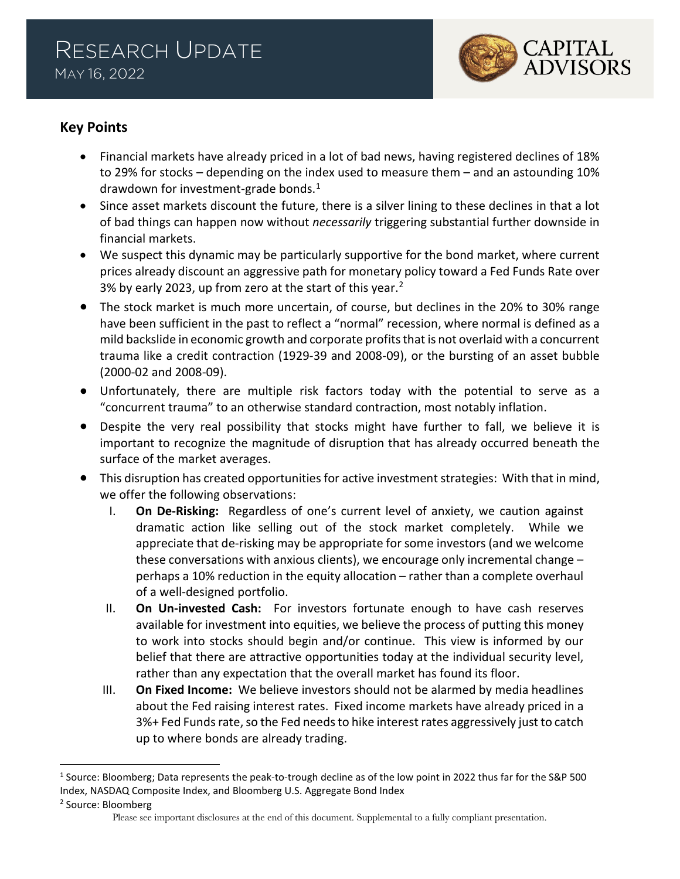# Research Update

May 16, 2022

CAPITAL ADVISORS

## Key Points

- Financial markets have already priced in a lot of bad news, having registered declines of 18% to 29% for stocks – depending on the index used to measure them – and an astounding 10% drawdown for investment-grade bonds.[1]
- Since asset markets discount the future, there is a silver lining to these declines in that a lot of bad things can happen now without *necessarily* triggering substantial further downside in financial markets.
- We suspect this dynamic may be particularly supportive for the bond market, where current prices already discount an aggressive path for monetary policy toward a Fed Funds Rate over 3% by early 2023, up from zero at the start of this year.[2]
- The stock market is much more uncertain, of course, but declines in the 20% to 30% range have been sufficient in the past to reflect a "normal" recession, where normal is defined as a mild backslide in economic growth and corporate profits that is not overlaid with a concurrent trauma like a credit contraction (1929-39 and 2008-09), or the bursting of an asset bubble (2000-02 and 2008-09).
- Unfortunately, there are multiple risk factors today with the potential to serve as a "concurrent trauma" to an otherwise standard contraction, most notably inflation.
- Despite the very real possibility that stocks might have further to fall, we believe it is important to recognize the magnitude of disruption that has already occurred beneath the surface of the market averages.
- This disruption has created opportunities for active investment strategies: With that in mind, we offer the following observations:
    I. **On De-Risking:** Regardless of one's current level of anxiety, we caution against dramatic action like selling out of the stock market completely. While we appreciate that de-risking may be appropriate for some investors (and we welcome these conversations with anxious clients), we encourage only incremental change – perhaps a 10% reduction in the equity allocation – rather than a complete overhaul of a well-designed portfolio.
    II. **On Un-invested Cash:** For investors fortunate enough to have cash reserves available for investment into equities, we believe the process of putting this money to work into stocks should begin and/or continue. This view is informed by our belief that there are attractive opportunities today at the individual security level, rather than any expectation that the overall market has found its floor.
    III. **On Fixed Income:** We believe investors should not be alarmed by media headlines about the Fed raising interest rates. Fixed income markets have already priced in a 3%+ Fed Funds rate, so the Fed needs to hike interest rates aggressively just to catch up to where bonds are already trading.

---

[1] Source: Bloomberg; Data represents the peak-to-trough decline as of the low point in 2022 thus far for the S&P 500 Index, NASDAQ Composite Index, and Bloomberg U.S. Aggregate Bond Index

[2] Source: Bloomberg

Please see important disclosures at the end of this document. Supplemental to a fully compliant presentation.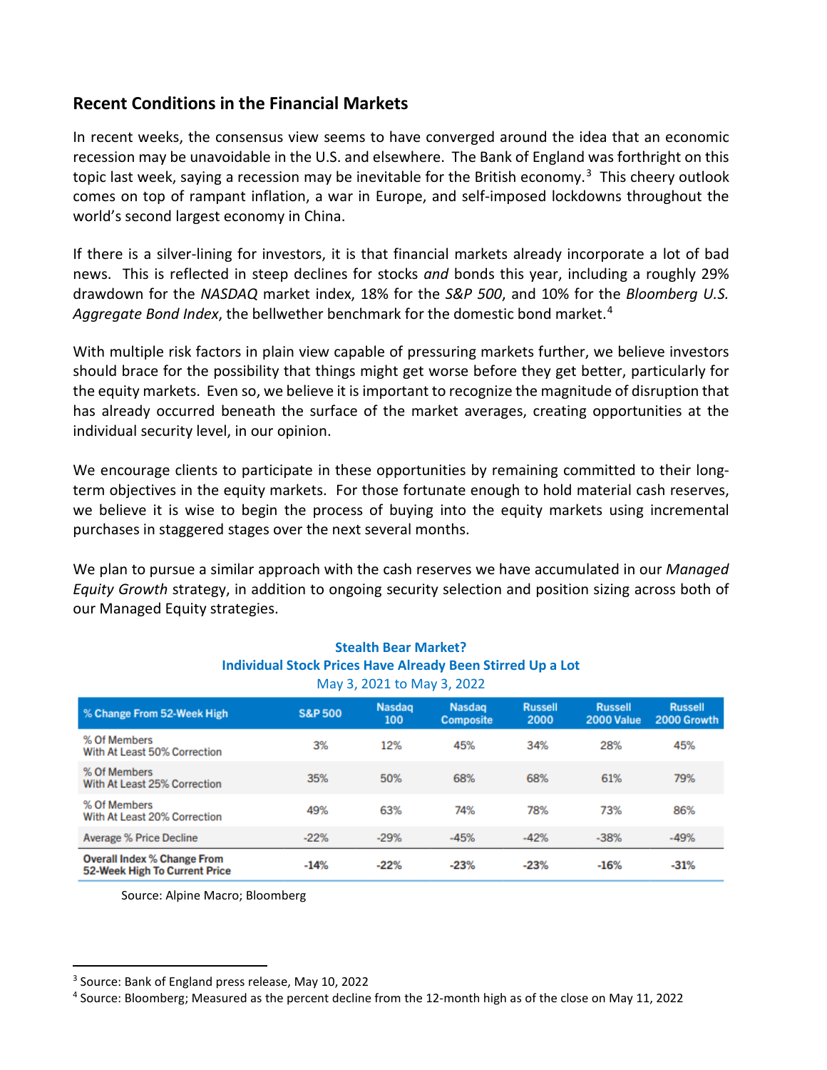## Recent Conditions in the Financial Markets

In recent weeks, the consensus view seems to have converged around the idea that an economic recession may be unavoidable in the U.S. and elsewhere. The Bank of England was forthright on this topic last week, saying a recession may be inevitable for the British economy.[3] This cheery outlook comes on top of rampant inflation, a war in Europe, and self-imposed lockdowns throughout the world's second largest economy in China.

If there is a silver-lining for investors, it is that financial markets already incorporate a lot of bad news. This is reflected in steep declines for stocks *and* bonds this year, including a roughly 29% drawdown for the *NASDAQ* market index, 18% for the *S&P 500*, and 10% for the *Bloomberg U.S. Aggregate Bond Index*, the bellwether benchmark for the domestic bond market.[4]

With multiple risk factors in plain view capable of pressuring markets further, we believe investors should brace for the possibility that things might get worse before they get better, particularly for the equity markets. Even so, we believe it is important to recognize the magnitude of disruption that has already occurred beneath the surface of the market averages, creating opportunities at the individual security level, in our opinion.

We encourage clients to participate in these opportunities by remaining committed to their long-term objectives in the equity markets. For those fortunate enough to hold material cash reserves, we believe it is wise to begin the process of buying into the equity markets using incremental purchases in staggered stages over the next several months.

We plan to pursue a similar approach with the cash reserves we have accumulated in our *Managed Equity Growth* strategy, in addition to ongoing security selection and position sizing across both of our Managed Equity strategies.

**Stealth Bear Market?**
**Individual Stock Prices Have Already Been Stirred Up a Lot**
May 3, 2021 to May 3, 2022

| % Change From 52-Week High | S&P 500 | Nasdaq 100 | Nasdaq Composite | Russell 2000 | Russell 2000 Value | Russell 2000 Growth |
|---|---|---|---|---|---|---|
| % Of Members With At Least 50% Correction | 3% | 12% | 45% | 34% | 28% | 45% |
| % Of Members With At Least 25% Correction | 35% | 50% | 68% | 68% | 61% | 79% |
| % Of Members With At Least 20% Correction | 49% | 63% | 74% | 78% | 73% | 86% |
| Average % Price Decline | -22% | -29% | -45% | -42% | -38% | -49% |
| **Overall Index % Change From 52-Week High To Current Price** | **-14%** | **-22%** | **-23%** | **-23%** | **-16%** | **-31%** |

Source: Alpine Macro; Bloomberg

---

[3] Source: Bank of England press release, May 10, 2022

[4] Source: Bloomberg; Measured as the percent decline from the 12-month high as of the close on May 11, 2022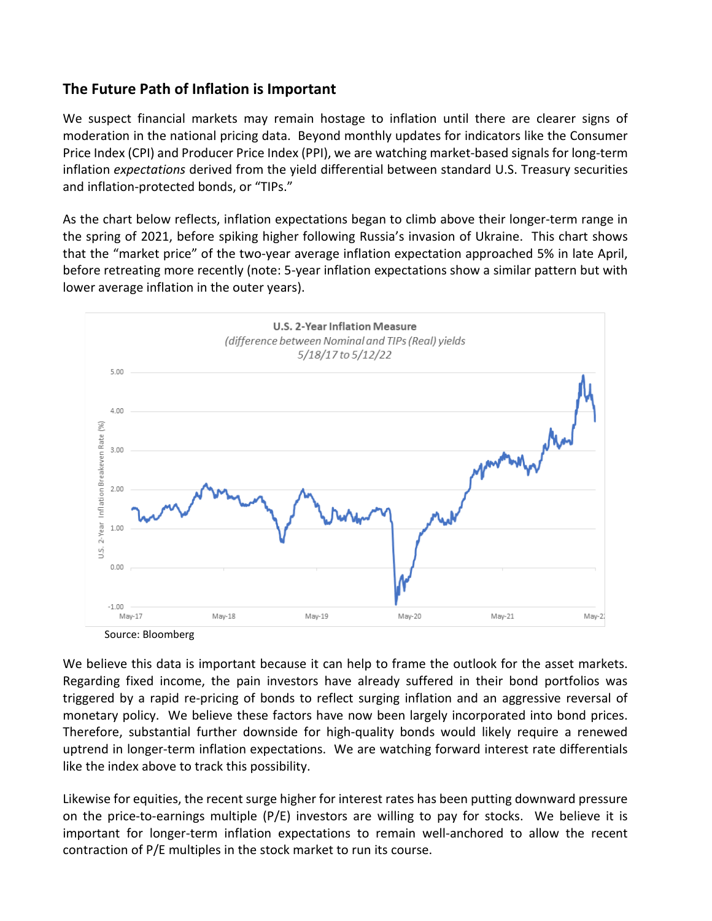## The Future Path of Inflation is Important

We suspect financial markets may remain hostage to inflation until there are clearer signs of moderation in the national pricing data. Beyond monthly updates for indicators like the Consumer Price Index (CPI) and Producer Price Index (PPI), we are watching market-based signals for long-term inflation *expectations* derived from the yield differential between standard U.S. Treasury securities and inflation-protected bonds, or "TIPs."

As the chart below reflects, inflation expectations began to climb above their longer-term range in the spring of 2021, before spiking higher following Russia's invasion of Ukraine. This chart shows that the "market price" of the two-year average inflation expectation approached 5% in late April, before retreating more recently (note: 5-year inflation expectations show a similar pattern but with lower average inflation in the outer years).

Source: Bloomberg

We believe this data is important because it can help to frame the outlook for the asset markets. Regarding fixed income, the pain investors have already suffered in their bond portfolios was triggered by a rapid re-pricing of bonds to reflect surging inflation and an aggressive reversal of monetary policy. We believe these factors have now been largely incorporated into bond prices. Therefore, substantial further downside for high-quality bonds would likely require a renewed uptrend in longer-term inflation expectations. We are watching forward interest rate differentials like the index above to track this possibility.

Likewise for equities, the recent surge higher for interest rates has been putting downward pressure on the price-to-earnings multiple (P/E) investors are willing to pay for stocks. We believe it is important for longer-term inflation expectations to remain well-anchored to allow the recent contraction of P/E multiples in the stock market to run its course.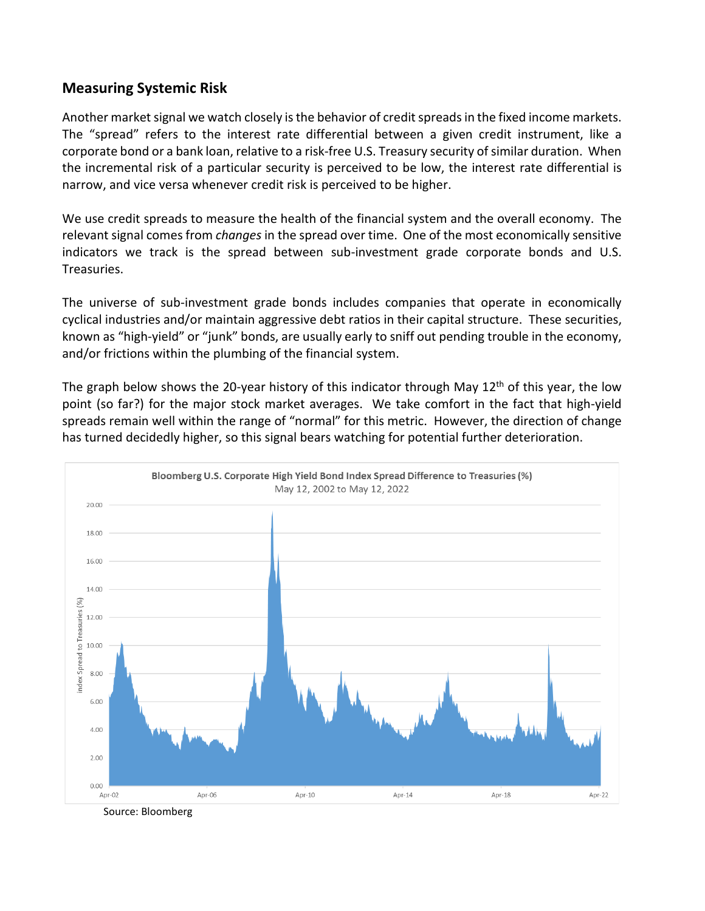## Measuring Systemic Risk

Another market signal we watch closely is the behavior of credit spreads in the fixed income markets. The "spread" refers to the interest rate differential between a given credit instrument, like a corporate bond or a bank loan, relative to a risk-free U.S. Treasury security of similar duration. When the incremental risk of a particular security is perceived to be low, the interest rate differential is narrow, and vice versa whenever credit risk is perceived to be higher.

We use credit spreads to measure the health of the financial system and the overall economy. The relevant signal comes from *changes* in the spread over time. One of the most economically sensitive indicators we track is the spread between sub-investment grade corporate bonds and U.S. Treasuries.

The universe of sub-investment grade bonds includes companies that operate in economically cyclical industries and/or maintain aggressive debt ratios in their capital structure. These securities, known as "high-yield" or "junk" bonds, are usually early to sniff out pending trouble in the economy, and/or frictions within the plumbing of the financial system.

The graph below shows the 20-year history of this indicator through May 12th of this year, the low point (so far?) for the major stock market averages. We take comfort in the fact that high-yield spreads remain well within the range of "normal" for this metric. However, the direction of change has turned decidedly higher, so this signal bears watching for potential further deterioration.

Bloomberg U.S. Corporate High Yield Bond Index Spread Difference to Treasuries (%)
May 12, 2002 to May 12, 2022

Source: Bloomberg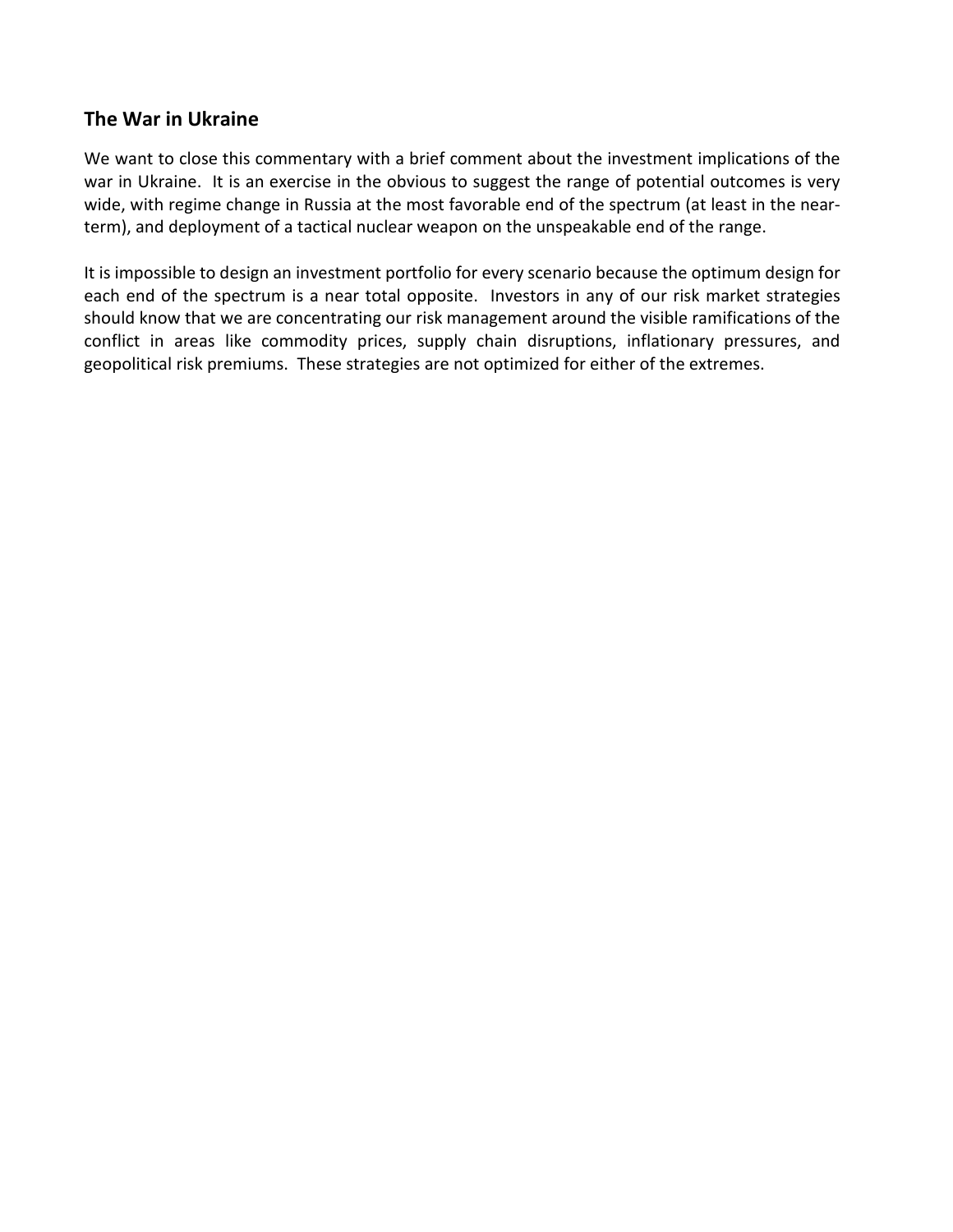## The War in Ukraine

We want to close this commentary with a brief comment about the investment implications of the war in Ukraine. It is an exercise in the obvious to suggest the range of potential outcomes is very wide, with regime change in Russia at the most favorable end of the spectrum (at least in the near-term), and deployment of a tactical nuclear weapon on the unspeakable end of the range.

It is impossible to design an investment portfolio for every scenario because the optimum design for each end of the spectrum is a near total opposite. Investors in any of our risk market strategies should know that we are concentrating our risk management around the visible ramifications of the conflict in areas like commodity prices, supply chain disruptions, inflationary pressures, and geopolitical risk premiums. These strategies are not optimized for either of the extremes.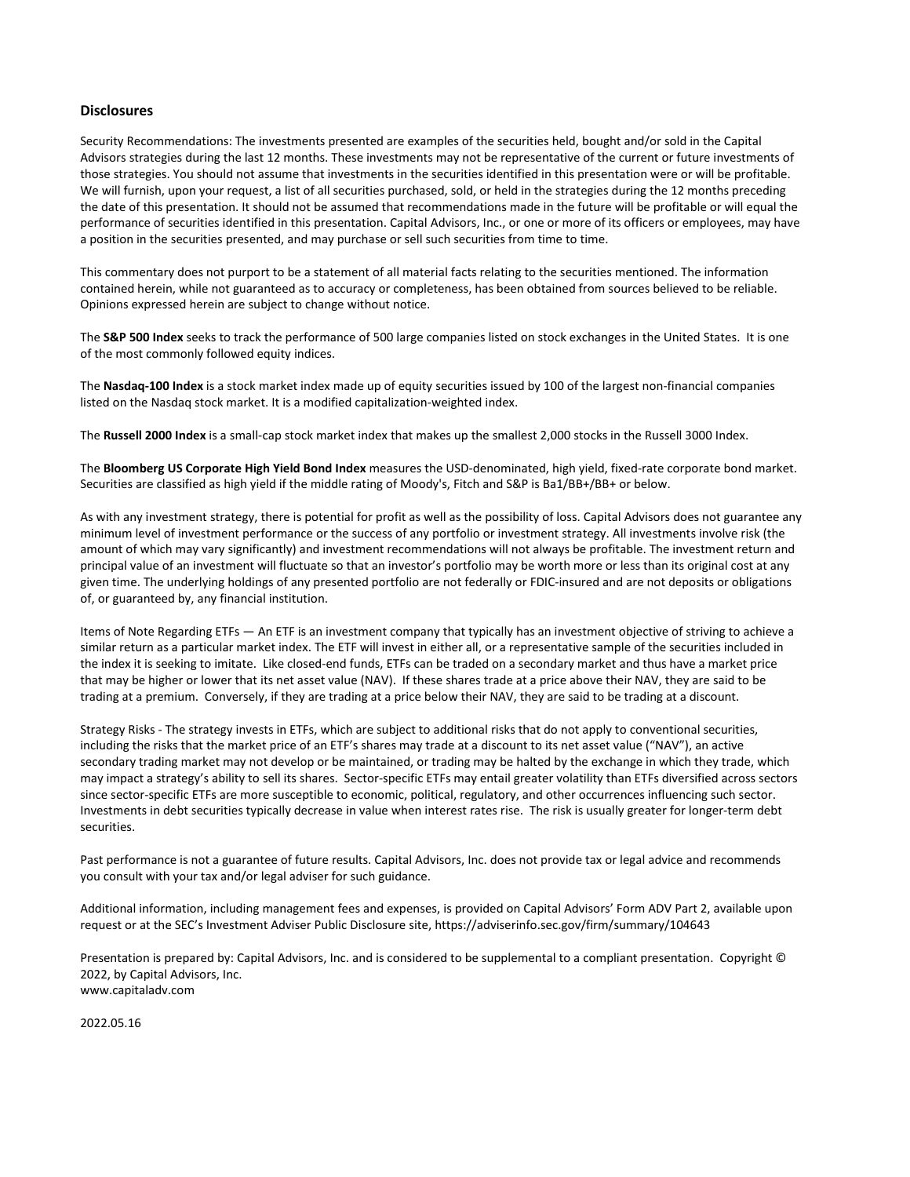## Disclosures

Security Recommendations: The investments presented are examples of the securities held, bought and/or sold in the Capital Advisors strategies during the last 12 months. These investments may not be representative of the current or future investments of those strategies. You should not assume that investments in the securities identified in this presentation were or will be profitable. We will furnish, upon your request, a list of all securities purchased, sold, or held in the strategies during the 12 months preceding the date of this presentation. It should not be assumed that recommendations made in the future will be profitable or will equal the performance of securities identified in this presentation. Capital Advisors, Inc., or one or more of its officers or employees, may have a position in the securities presented, and may purchase or sell such securities from time to time.

This commentary does not purport to be a statement of all material facts relating to the securities mentioned. The information contained herein, while not guaranteed as to accuracy or completeness, has been obtained from sources believed to be reliable. Opinions expressed herein are subject to change without notice.

The **S&P 500 Index** seeks to track the performance of 500 large companies listed on stock exchanges in the United States. It is one of the most commonly followed equity indices.

The **Nasdaq-100 Index** is a stock market index made up of equity securities issued by 100 of the largest non-financial companies listed on the Nasdaq stock market. It is a modified capitalization-weighted index.

The **Russell 2000 Index** is a small-cap stock market index that makes up the smallest 2,000 stocks in the Russell 3000 Index.

The **Bloomberg US Corporate High Yield Bond Index** measures the USD-denominated, high yield, fixed-rate corporate bond market. Securities are classified as high yield if the middle rating of Moody's, Fitch and S&P is Ba1/BB+/BB+ or below.

As with any investment strategy, there is potential for profit as well as the possibility of loss. Capital Advisors does not guarantee any minimum level of investment performance or the success of any portfolio or investment strategy. All investments involve risk (the amount of which may vary significantly) and investment recommendations will not always be profitable. The investment return and principal value of an investment will fluctuate so that an investor's portfolio may be worth more or less than its original cost at any given time. The underlying holdings of any presented portfolio are not federally or FDIC-insured and are not deposits or obligations of, or guaranteed by, any financial institution.

Items of Note Regarding ETFs — An ETF is an investment company that typically has an investment objective of striving to achieve a similar return as a particular market index. The ETF will invest in either all, or a representative sample of the securities included in the index it is seeking to imitate. Like closed-end funds, ETFs can be traded on a secondary market and thus have a market price that may be higher or lower that its net asset value (NAV). If these shares trade at a price above their NAV, they are said to be trading at a premium. Conversely, if they are trading at a price below their NAV, they are said to be trading at a discount.

Strategy Risks - The strategy invests in ETFs, which are subject to additional risks that do not apply to conventional securities, including the risks that the market price of an ETF's shares may trade at a discount to its net asset value ("NAV"), an active secondary trading market may not develop or be maintained, or trading may be halted by the exchange in which they trade, which may impact a strategy's ability to sell its shares. Sector-specific ETFs may entail greater volatility than ETFs diversified across sectors since sector-specific ETFs are more susceptible to economic, political, regulatory, and other occurrences influencing such sector. Investments in debt securities typically decrease in value when interest rates rise. The risk is usually greater for longer-term debt securities.

Past performance is not a guarantee of future results. Capital Advisors, Inc. does not provide tax or legal advice and recommends you consult with your tax and/or legal adviser for such guidance.

Additional information, including management fees and expenses, is provided on Capital Advisors' Form ADV Part 2, available upon request or at the SEC's Investment Adviser Public Disclosure site, https://adviserinfo.sec.gov/firm/summary/104643

Presentation is prepared by: Capital Advisors, Inc. and is considered to be supplemental to a compliant presentation. Copyright © 2022, by Capital Advisors, Inc.
www.capitaladv.com

2022.05.16